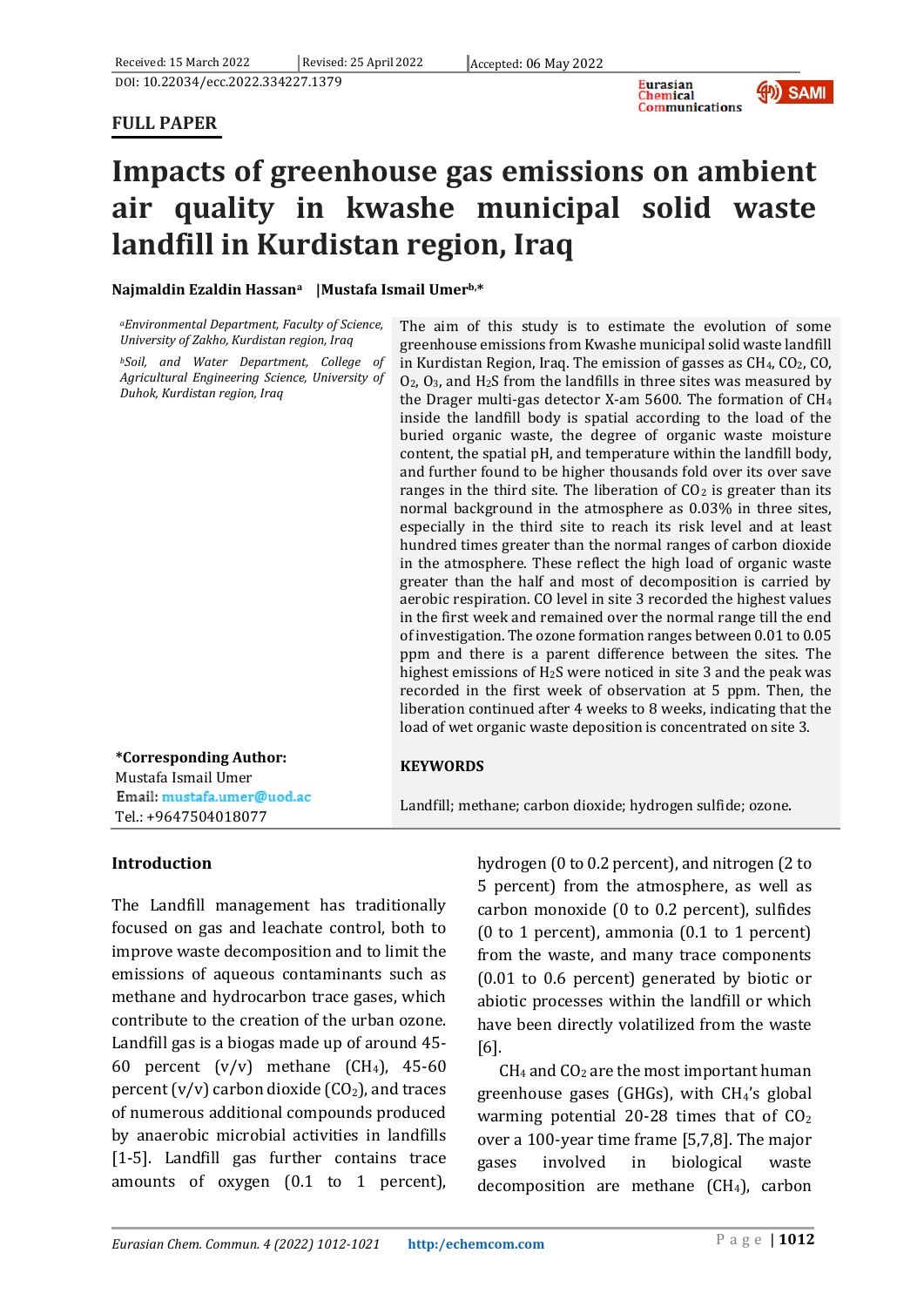Received: 15 March 2022 | Revised: 25 April 2022 | Accepted: 06 May 2022

DOI: 10.22034/ecc.2022.334227.1379

**FULL PAPER**

# Impacts of greenhouse gas emissions on ambient air quality in kwashe municipal solid waste landfill in Kurdistan region, Iraq

**Najmaldin Ezaldin Hassan[a] |Mustafa Ismail Umer[b,*]**

*[a]Environmental Department, Faculty of Science, University of Zakho, Kurdistan region, Iraq*

*[b]Soil, and Water Department, College of Agricultural Engineering Science, University of Duhok, Kurdistan region, Iraq*

The aim of this study is to estimate the evolution of some greenhouse emissions from Kwashe municipal solid waste landfill in Kurdistan Region, Iraq. The emission of gasses as $CH_4$, $CO_2$, CO, $O_2$, $O_3$, and $H_2S$ from the landfills in three sites was measured by the Drager multi-gas detector X-am 5600. The formation of $CH_4$ inside the landfill body is spatial according to the load of the buried organic waste, the degree of organic waste moisture content, the spatial pH, and temperature within the landfill body, and further found to be higher thousands fold over its over save ranges in the third site. The liberation of $CO_2$ is greater than its normal background in the atmosphere as 0.03% in three sites, especially in the third site to reach its risk level and at least hundred times greater than the normal ranges of carbon dioxide in the atmosphere. These reflect the high load of organic waste greater than the half and most of decomposition is carried by aerobic respiration. CO level in site 3 recorded the highest values in the first week and remained over the normal range till the end of investigation. The ozone formation ranges between 0.01 to 0.05 ppm and there is a parent difference between the sites. The highest emissions of $H_2S$ were noticed in site 3 and the peak was recorded in the first week of observation at 5 ppm. Then, the liberation continued after 4 weeks to 8 weeks, indicating that the load of wet organic waste deposition is concentrated on site 3.

**\*Corresponding Author:**
Mustafa Ismail Umer
Email: mustafa.umer@uod.ac
Tel.: +9647504018077

**KEYWORDS**

Landfill; methane; carbon dioxide; hydrogen sulfide; ozone.

## Introduction

The Landfill management has traditionally focused on gas and leachate control, both to improve waste decomposition and to limit the emissions of aqueous contaminants such as methane and hydrocarbon trace gases, which contribute to the creation of the urban ozone. Landfill gas is a biogas made up of around 45-60 percent (v/v) methane ($CH_4$), 45-60 percent (v/v) carbon dioxide ($CO_2$), and traces of numerous additional compounds produced by anaerobic microbial activities in landfills [1-5]. Landfill gas further contains trace amounts of oxygen (0.1 to 1 percent), hydrogen (0 to 0.2 percent), and nitrogen (2 to 5 percent) from the atmosphere, as well as carbon monoxide (0 to 0.2 percent), sulfides (0 to 1 percent), ammonia (0.1 to 1 percent) from the waste, and many trace components (0.01 to 0.6 percent) generated by biotic or abiotic processes within the landfill or which have been directly volatilized from the waste [6].

$CH_4$ and $CO_2$ are the most important human greenhouse gases (GHGs), with $CH_4$'s global warming potential 20-28 times that of $CO_2$ over a 100-year time frame [5,7,8]. The major gases involved in biological waste decomposition are methane ($CH_4$), carbon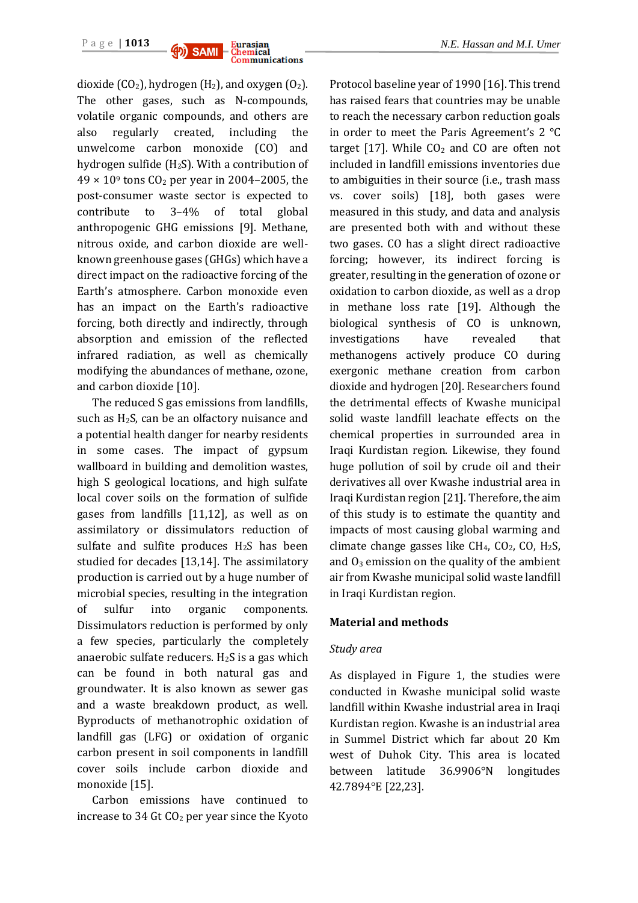dioxide ($CO_2$), hydrogen ($H_2$), and oxygen ($O_2$). The other gases, such as N-compounds, volatile organic compounds, and others are also regularly created, including the unwelcome carbon monoxide (CO) and hydrogen sulfide ($H_2S$). With a contribution of $49 \times 10^9$ tons $CO_2$ per year in 2004–2005, the post-consumer waste sector is expected to contribute to 3–4% of total global anthropogenic GHG emissions [9]. Methane, nitrous oxide, and carbon dioxide are well-known greenhouse gases (GHGs) which have a direct impact on the radioactive forcing of the Earth's atmosphere. Carbon monoxide even has an impact on the Earth's radioactive forcing, both directly and indirectly, through absorption and emission of the reflected infrared radiation, as well as chemically modifying the abundances of methane, ozone, and carbon dioxide [10].

The reduced S gas emissions from landfills, such as $H_2S$, can be an olfactory nuisance and a potential health danger for nearby residents in some cases. The impact of gypsum wallboard in building and demolition wastes, high S geological locations, and high sulfate local cover soils on the formation of sulfide gases from landfills [11,12], as well as on assimilatory or dissimulators reduction of sulfate and sulfite produces $H_2S$ has been studied for decades [13,14]. The assimilatory production is carried out by a huge number of microbial species, resulting in the integration of sulfur into organic components. Dissimulators reduction is performed by only a few species, particularly the completely anaerobic sulfate reducers. $H_2S$ is a gas which can be found in both natural gas and groundwater. It is also known as sewer gas and a waste breakdown product, as well. Byproducts of methanotrophic oxidation of landfill gas (LFG) or oxidation of organic carbon present in soil components in landfill cover soils include carbon dioxide and monoxide [15].

Carbon emissions have continued to increase to 34 Gt $CO_2$ per year since the Kyoto Protocol baseline year of 1990 [16]. This trend has raised fears that countries may be unable to reach the necessary carbon reduction goals in order to meet the Paris Agreement's 2 °C target [17]. While $CO_2$ and CO are often not included in landfill emissions inventories due to ambiguities in their source (i.e., trash mass vs. cover soils) [18], both gases were measured in this study, and data and analysis are presented both with and without these two gases. CO has a slight direct radioactive forcing; however, its indirect forcing is greater, resulting in the generation of ozone or oxidation to carbon dioxide, as well as a drop in methane loss rate [19]. Although the biological synthesis of CO is unknown, investigations have revealed that methanogens actively produce CO during exergonic methane creation from carbon dioxide and hydrogen [20]. Researchers found the detrimental effects of Kwashe municipal solid waste landfill leachate effects on the chemical properties in surrounded area in Iraqi Kurdistan region. Likewise, they found huge pollution of soil by crude oil and their derivatives all over Kwashe industrial area in Iraqi Kurdistan region [21]. Therefore, the aim of this study is to estimate the quantity and impacts of most causing global warming and climate change gasses like $CH_4$, $CO_2$, CO, $H_2S$, and $O_3$ emission on the quality of the ambient air from Kwashe municipal solid waste landfill in Iraqi Kurdistan region.

## Material and methods

### *Study area*

As displayed in Figure 1, the studies were conducted in Kwashe municipal solid waste landfill within Kwashe industrial area in Iraqi Kurdistan region. Kwashe is an industrial area in Summel District which far about 20 Km west of Duhok City. This area is located between latitude 36.9906°N longitudes 42.7894°E [22,23].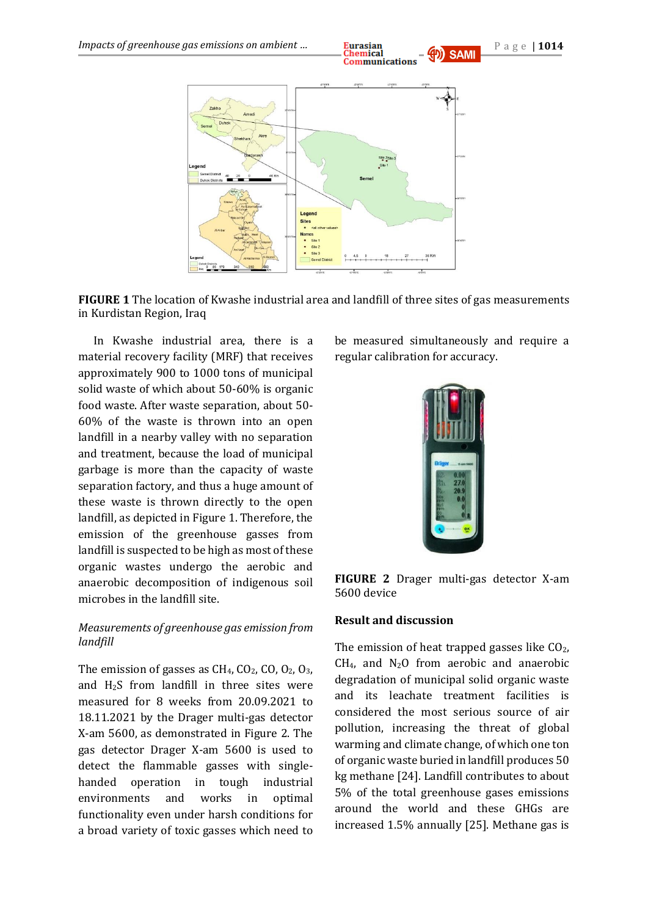**FIGURE 1** The location of Kwashe industrial area and landfill of three sites of gas measurements in Kurdistan Region, Iraq

In Kwashe industrial area, there is a material recovery facility (MRF) that receives approximately 900 to 1000 tons of municipal solid waste of which about 50-60% is organic food waste. After waste separation, about 50-60% of the waste is thrown into an open landfill in a nearby valley with no separation and treatment, because the load of municipal garbage is more than the capacity of waste separation factory, and thus a huge amount of these waste is thrown directly to the open landfill, as depicted in Figure 1. Therefore, the emission of the greenhouse gasses from landfill is suspected to be high as most of these organic wastes undergo the aerobic and anaerobic decomposition of indigenous soil microbes in the landfill site.

*Measurements of greenhouse gas emission from landfill*

The emission of gasses as $CH_4$, $CO_2$, CO, $O_2$, $O_3$, and $H_2S$ from landfill in three sites were measured for 8 weeks from 20.09.2021 to 18.11.2021 by the Drager multi-gas detector X-am 5600, as demonstrated in Figure 2. The gas detector Drager X-am 5600 is used to detect the flammable gasses with single-handed operation in tough industrial environments and works in optimal functionality even under harsh conditions for a broad variety of toxic gasses which need to be measured simultaneously and require a regular calibration for accuracy.

**FIGURE 2** Drager multi-gas detector X-am 5600 device

## Result and discussion

The emission of heat trapped gasses like $CO_2$, $CH_4$, and $N_2O$ from aerobic and anaerobic degradation of municipal solid organic waste and its leachate treatment facilities is considered the most serious source of air pollution, increasing the threat of global warming and climate change, of which one ton of organic waste buried in landfill produces 50 kg methane [24]. Landfill contributes to about 5% of the total greenhouse gases emissions around the world and these GHGs are increased 1.5% annually [25]. Methane gas is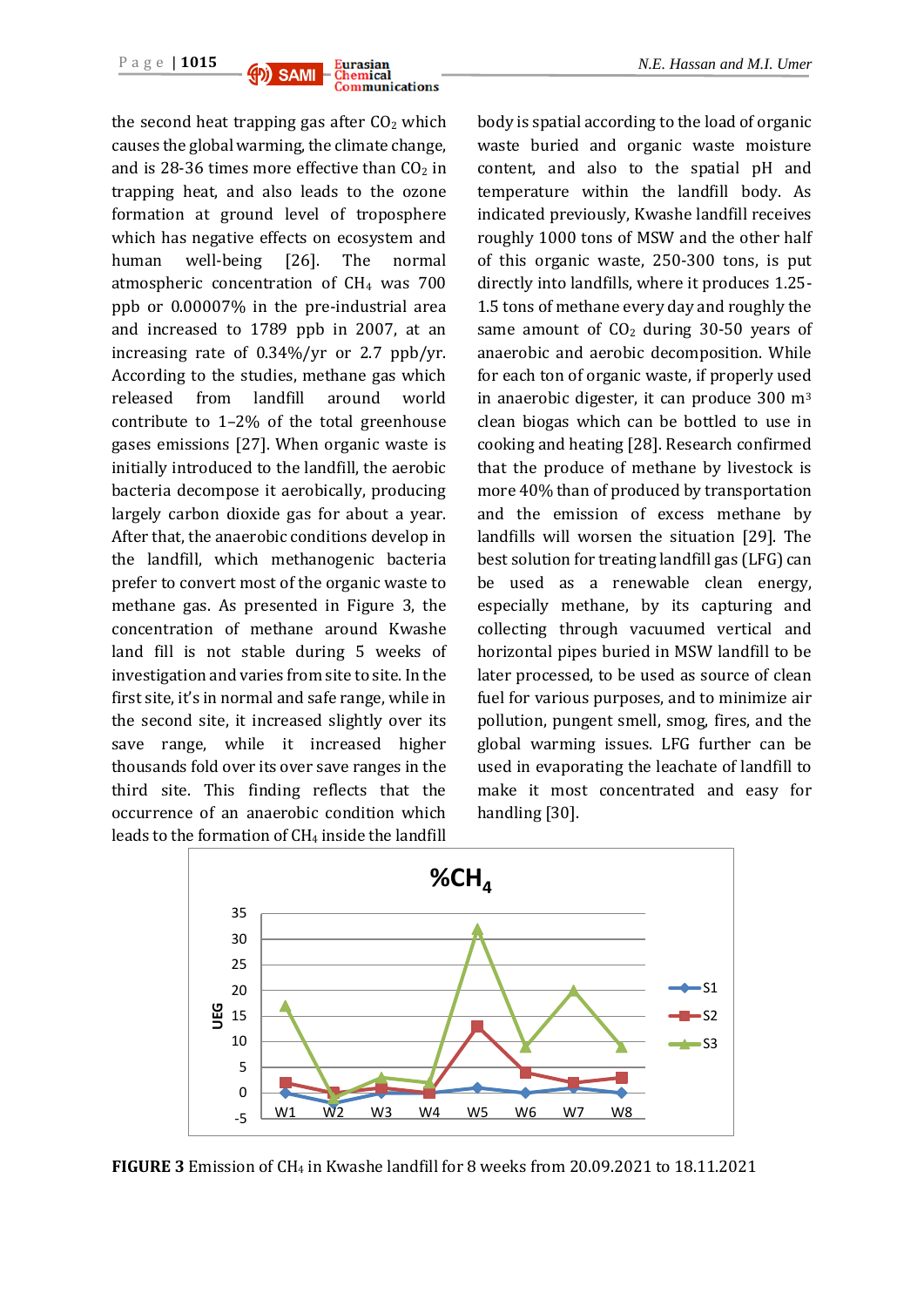the second heat trapping gas after $CO_2$ which causes the global warming, the climate change, and is 28-36 times more effective than $CO_2$ in trapping heat, and also leads to the ozone formation at ground level of troposphere which has negative effects on ecosystem and human well-being [26]. The normal atmospheric concentration of $CH_4$ was 700 ppb or 0.00007% in the pre-industrial area and increased to 1789 ppb in 2007, at an increasing rate of 0.34%/yr or 2.7 ppb/yr. According to the studies, methane gas which released from landfill around world contribute to 1–2% of the total greenhouse gases emissions [27]. When organic waste is initially introduced to the landfill, the aerobic bacteria decompose it aerobically, producing largely carbon dioxide gas for about a year. After that, the anaerobic conditions develop in the landfill, which methanogenic bacteria prefer to convert most of the organic waste to methane gas. As presented in Figure 3, the concentration of methane around Kwashe land fill is not stable during 5 weeks of investigation and varies from site to site. In the first site, it's in normal and safe range, while in the second site, it increased slightly over its save range, while it increased higher thousands fold over its over save ranges in the third site. This finding reflects that the occurrence of an anaerobic condition which leads to the formation of $CH_4$ inside the landfill body is spatial according to the load of organic waste buried and organic waste moisture content, and also to the spatial pH and temperature within the landfill body. As indicated previously, Kwashe landfill receives roughly 1000 tons of MSW and the other half of this organic waste, 250-300 tons, is put directly into landfills, where it produces 1.25-1.5 tons of methane every day and roughly the same amount of $CO_2$ during 30-50 years of anaerobic and aerobic decomposition. While for each ton of organic waste, if properly used in anaerobic digester, it can produce 300 $m^3$ clean biogas which can be bottled to use in cooking and heating [28]. Research confirmed that the produce of methane by livestock is more 40% than of produced by transportation and the emission of excess methane by landfills will worsen the situation [29]. The best solution for treating landfill gas (LFG) can be used as a renewable clean energy, especially methane, by its capturing and collecting through vacuumed vertical and horizontal pipes buried in MSW landfill to be later processed, to be used as source of clean fuel for various purposes, and to minimize air pollution, pungent smell, smog, fires, and the global warming issues. LFG further can be used in evaporating the leachate of landfill to make it most concentrated and easy for handling [30].

**FIGURE 3** Emission of $CH_4$ in Kwashe landfill for 8 weeks from 20.09.2021 to 18.11.2021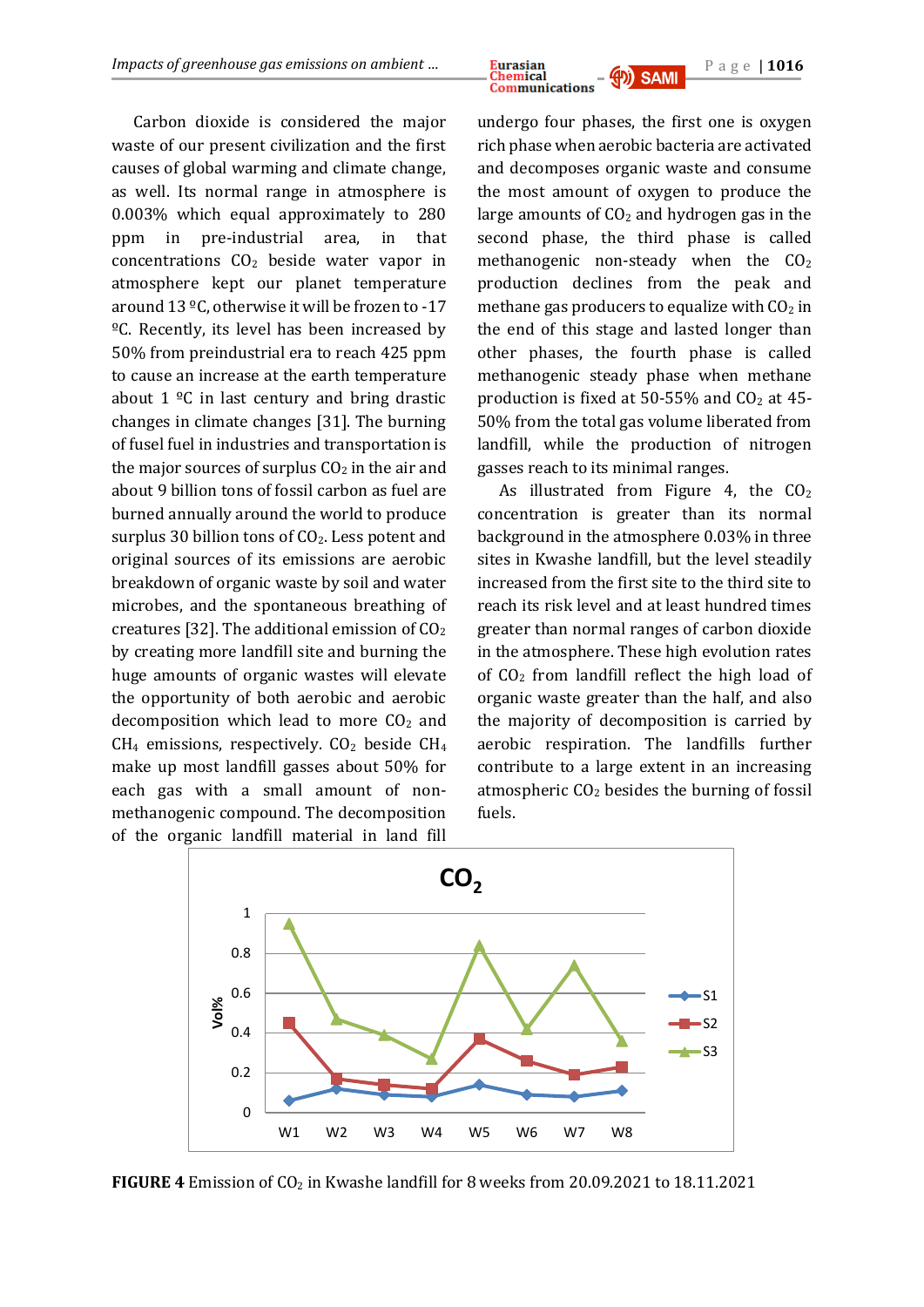Carbon dioxide is considered the major waste of our present civilization and the first causes of global warming and climate change, as well. Its normal range in atmosphere is 0.003% which equal approximately to 280 ppm in pre-industrial area, in that concentrations $CO_2$ beside water vapor in atmosphere kept our planet temperature around 13 ºC, otherwise it will be frozen to -17 ºC. Recently, its level has been increased by 50% from preindustrial era to reach 425 ppm to cause an increase at the earth temperature about 1 ºC in last century and bring drastic changes in climate changes [31]. The burning of fusel fuel in industries and transportation is the major sources of surplus $CO_2$ in the air and about 9 billion tons of fossil carbon as fuel are burned annually around the world to produce surplus 30 billion tons of $CO_2$. Less potent and original sources of its emissions are aerobic breakdown of organic waste by soil and water microbes, and the spontaneous breathing of creatures [32]. The additional emission of $CO_2$ by creating more landfill site and burning the huge amounts of organic wastes will elevate the opportunity of both aerobic and aerobic decomposition which lead to more $CO_2$ and $CH_4$ emissions, respectively. $CO_2$ beside $CH_4$ make up most landfill gasses about 50% for each gas with a small amount of non-methanogenic compound. The decomposition of the organic landfill material in land fill undergo four phases, the first one is oxygen rich phase when aerobic bacteria are activated and decomposes organic waste and consume the most amount of oxygen to produce the large amounts of $CO_2$ and hydrogen gas in the second phase, the third phase is called methanogenic non-steady when the $CO_2$ production declines from the peak and methane gas producers to equalize with $CO_2$ in the end of this stage and lasted longer than other phases, the fourth phase is called methanogenic steady phase when methane production is fixed at 50-55% and $CO_2$ at 45-50% from the total gas volume liberated from landfill, while the production of nitrogen gasses reach to its minimal ranges.

As illustrated from Figure 4, the $CO_2$ concentration is greater than its normal background in the atmosphere 0.03% in three sites in Kwashe landfill, but the level steadily increased from the first site to the third site to reach its risk level and at least hundred times greater than normal ranges of carbon dioxide in the atmosphere. These high evolution rates of $CO_2$ from landfill reflect the high load of organic waste greater than the half, and also the majority of decomposition is carried by aerobic respiration. The landfills further contribute to a large extent in an increasing atmospheric $CO_2$ besides the burning of fossil fuels.

**FIGURE 4** Emission of $CO_2$ in Kwashe landfill for 8 weeks from 20.09.2021 to 18.11.2021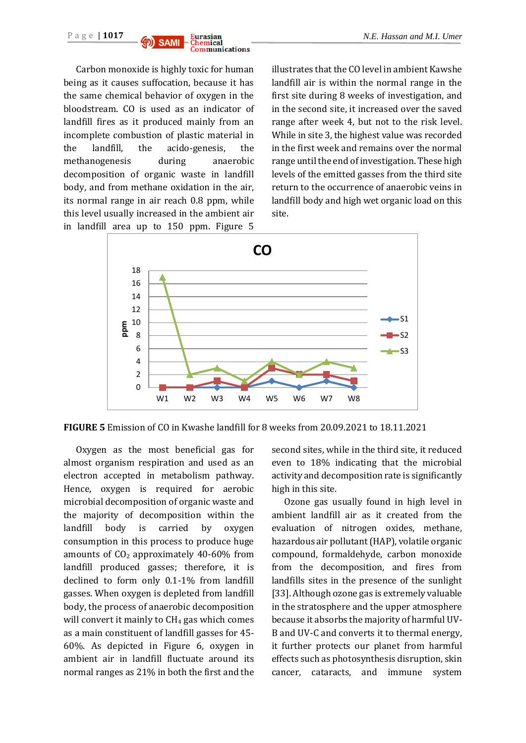Carbon monoxide is highly toxic for human being as it causes suffocation, because it has the same chemical behavior of oxygen in the bloodstream. CO is used as an indicator of landfill fires as it produced mainly from an incomplete combustion of plastic material in the landfill, the acido-genesis, the methanogenesis during anaerobic decomposition of organic waste in landfill body, and from methane oxidation in the air, its normal range in air reach 0.8 ppm, while this level usually increased in the ambient air in landfill area up to 150 ppm. Figure 5 illustrates that the CO level in ambient Kawshe landfill air is within the normal range in the first site during 8 weeks of investigation, and in the second site, it increased over the saved range after week 4, but not to the risk level. While in site 3, the highest value was recorded in the first week and remains over the normal range until the end of investigation. These high levels of the emitted gasses from the third site return to the occurrence of anaerobic veins in landfill body and high wet organic load on this site.

**FIGURE 5** Emission of CO in Kwashe landfill for 8 weeks from 20.09.2021 to 18.11.2021

Oxygen as the most beneficial gas for almost organism respiration and used as an electron accepted in metabolism pathway. Hence, oxygen is required for aerobic microbial decomposition of organic waste and the majority of decomposition within the landfill body is carried by oxygen consumption in this process to produce huge amounts of $CO_2$ approximately 40-60% from landfill produced gasses; therefore, it is declined to form only 0.1-1% from landfill gasses. When oxygen is depleted from landfill body, the process of anaerobic decomposition will convert it mainly to $CH_4$ gas which comes as a main constituent of landfill gasses for 45-60%. As depicted in Figure 6, oxygen in ambient air in landfill fluctuate around its normal ranges as 21% in both the first and the second sites, while in the third site, it reduced even to 18% indicating that the microbial activity and decomposition rate is significantly high in this site.

Ozone gas usually found in high level in ambient landfill air as it created from the evaluation of nitrogen oxides, methane, hazardous air pollutant (HAP), volatile organic compound, formaldehyde, carbon monoxide from the decomposition, and fires from landfills sites in the presence of the sunlight [33]. Although ozone gas is extremely valuable in the stratosphere and the upper atmosphere because it absorbs the majority of harmful UV-B and UV-C and converts it to thermal energy, it further protects our planet from harmful effects such as photosynthesis disruption, skin cancer, cataracts, and immune system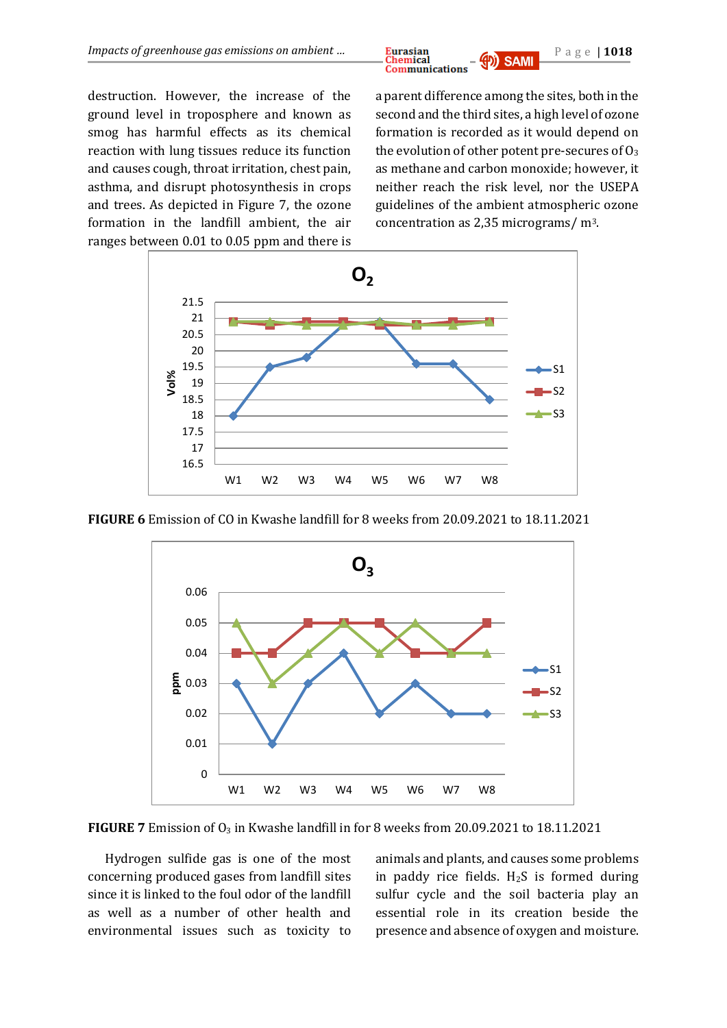destruction. However, the increase of the ground level in troposphere and known as smog has harmful effects as its chemical reaction with lung tissues reduce its function and causes cough, throat irritation, chest pain, asthma, and disrupt photosynthesis in crops and trees. As depicted in Figure 7, the ozone formation in the landfill ambient, the air ranges between 0.01 to 0.05 ppm and there is a parent difference among the sites, both in the second and the third sites, a high level of ozone formation is recorded as it would depend on the evolution of other potent pre-secures of $O_3$ as methane and carbon monoxide; however, it neither reach the risk level, nor the USEPA guidelines of the ambient atmospheric ozone concentration as 2,35 micrograms/ $m^3$.

**FIGURE 6** Emission of CO in Kwashe landfill for 8 weeks from 20.09.2021 to 18.11.2021

**FIGURE 7** Emission of $O_3$ in Kwashe landfill in for 8 weeks from 20.09.2021 to 18.11.2021

Hydrogen sulfide gas is one of the most concerning produced gases from landfill sites since it is linked to the foul odor of the landfill as well as a number of other health and environmental issues such as toxicity to animals and plants, and causes some problems in paddy rice fields. $H_2S$ is formed during sulfur cycle and the soil bacteria play an essential role in its creation beside the presence and absence of oxygen and moisture.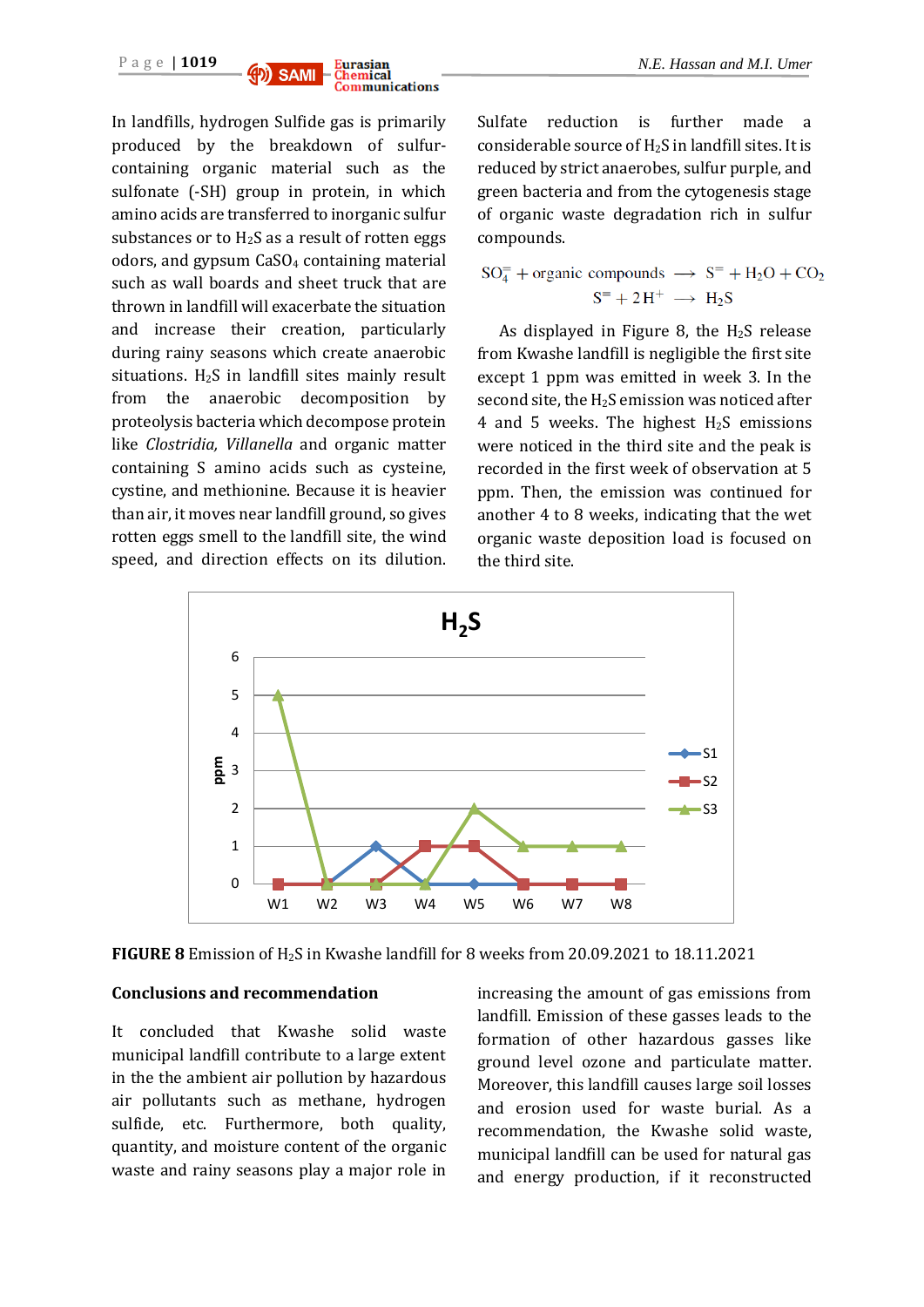In landfills, hydrogen Sulfide gas is primarily produced by the breakdown of sulfur-containing organic material such as the sulfonate (-SH) group in protein, in which amino acids are transferred to inorganic sulfur substances or to $H_2S$ as a result of rotten eggs odors, and gypsum $CaSO_4$ containing material such as wall boards and sheet truck that are thrown in landfill will exacerbate the situation and increase their creation, particularly during rainy seasons which create anaerobic situations. $H_2S$ in landfill sites mainly result from the anaerobic decomposition by proteolysis bacteria which decompose protein like *Clostridia, Villanella* and organic matter containing S amino acids such as cysteine, cystine, and methionine. Because it is heavier than air, it moves near landfill ground, so gives rotten eggs smell to the landfill site, the wind speed, and direction effects on its dilution.

Sulfate reduction is further made a considerable source of $H_2S$ in landfill sites. It is reduced by strict anaerobes, sulfur purple, and green bacteria and from the cytogenesis stage of organic waste degradation rich in sulfur compounds.

$$SO_4^{=} + \text{organic compounds} \longrightarrow S^{=} + H_2O + CO_2$$

$$S^{=} + 2H^{+} \longrightarrow H_2S$$

As displayed in Figure 8, the $H_2S$ release from Kwashe landfill is negligible the first site except 1 ppm was emitted in week 3. In the second site, the $H_2S$ emission was noticed after 4 and 5 weeks. The highest $H_2S$ emissions were noticed in the third site and the peak is recorded in the first week of observation at 5 ppm. Then, the emission was continued for another 4 to 8 weeks, indicating that the wet organic waste deposition load is focused on the third site.

**FIGURE 8** Emission of $H_2S$ in Kwashe landfill for 8 weeks from 20.09.2021 to 18.11.2021

## Conclusions and recommendation

It concluded that Kwashe solid waste municipal landfill contribute to a large extent in the the ambient air pollution by hazardous air pollutants such as methane, hydrogen sulfide, etc. Furthermore, both quality, quantity, and moisture content of the organic waste and rainy seasons play a major role in increasing the amount of gas emissions from landfill. Emission of these gasses leads to the formation of other hazardous gasses like ground level ozone and particulate matter. Moreover, this landfill causes large soil losses and erosion used for waste burial. As a recommendation, the Kwashe solid waste, municipal landfill can be used for natural gas and energy production, if it reconstructed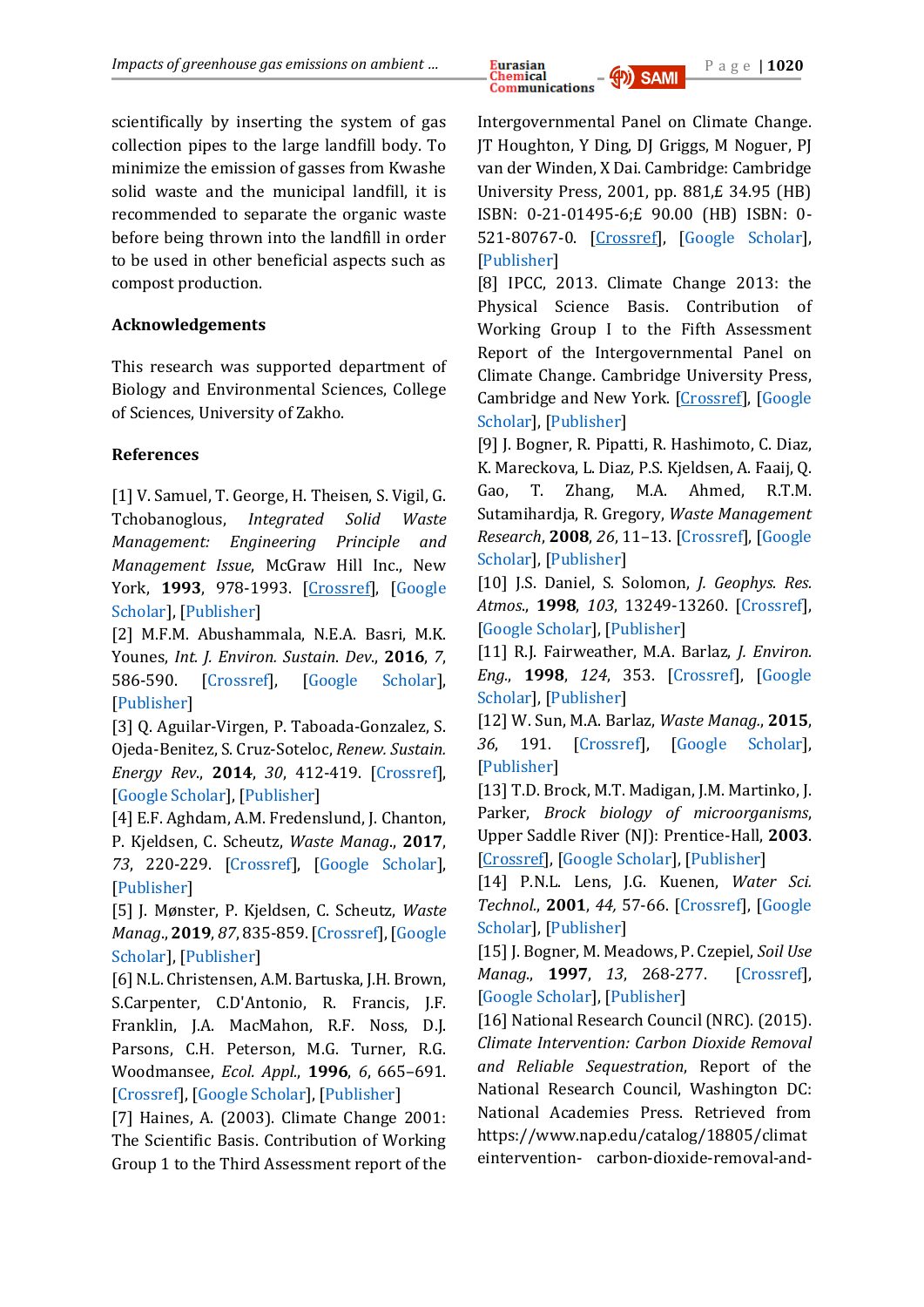scientifically by inserting the system of gas collection pipes to the large landfill body. To minimize the emission of gasses from Kwashe solid waste and the municipal landfill, it is recommended to separate the organic waste before being thrown into the landfill in order to be used in other beneficial aspects such as compost production.

## Acknowledgements

This research was supported department of Biology and Environmental Sciences, College of Sciences, University of Zakho.

## References

[1] V. Samuel, T. George, H. Theisen, S. Vigil, G. Tchobanoglous, *Integrated Solid Waste Management: Engineering Principle and Management Issue*, McGraw Hill Inc., New York, **1993**, 978-1993. [Crossref], [Google Scholar], [Publisher]

[2] M.F.M. Abushammala, N.E.A. Basri, M.K. Younes, *Int. J. Environ. Sustain. Dev.*, **2016**, *7*, 586-590. [Crossref], [Google Scholar], [Publisher]

[3] Q. Aguilar-Virgen, P. Taboada-Gonzalez, S. Ojeda-Benitez, S. Cruz-Soteloc, *Renew. Sustain. Energy Rev.*, **2014**, *30*, 412-419. [Crossref], [Google Scholar], [Publisher]

[4] E.F. Aghdam, A.M. Fredenslund, J. Chanton, P. Kjeldsen, C. Scheutz, *Waste Manag.*, **2017**, *73*, 220-229. [Crossref], [Google Scholar], [Publisher]

[5] J. Mønster, P. Kjeldsen, C. Scheutz, *Waste Manag.*, **2019**, *87*, 835-859. [Crossref], [Google Scholar], [Publisher]

[6] N.L. Christensen, A.M. Bartuska, J.H. Brown, S.Carpenter, C.D'Antonio, R. Francis, J.F. Franklin, J.A. MacMahon, R.F. Noss, D.J. Parsons, C.H. Peterson, M.G. Turner, R.G. Woodmansee, *Ecol. Appl.*, **1996**, *6*, 665–691. [Crossref], [Google Scholar], [Publisher]

[7] Haines, A. (2003). Climate Change 2001: The Scientific Basis. Contribution of Working Group 1 to the Third Assessment report of the Intergovernmental Panel on Climate Change. JT Houghton, Y Ding, DJ Griggs, M Noguer, PJ van der Winden, X Dai. Cambridge: Cambridge University Press, 2001, pp. 881,£ 34.95 (HB) ISBN: 0-21-01495-6;£ 90.00 (HB) ISBN: 0-521-80767-0. [Crossref], [Google Scholar], [Publisher]

[8] IPCC, 2013. Climate Change 2013: the Physical Science Basis. Contribution of Working Group I to the Fifth Assessment Report of the Intergovernmental Panel on Climate Change. Cambridge University Press, Cambridge and New York. [Crossref], [Google Scholar], [Publisher]

[9] J. Bogner, R. Pipatti, R. Hashimoto, C. Diaz, K. Mareckova, L. Diaz, P.S. Kjeldsen, A. Faaij, Q. Gao, T. Zhang, M.A. Ahmed, R.T.M. Sutamihardja, R. Gregory, *Waste Management Research*, **2008**, *26*, 11–13. [Crossref], [Google Scholar], [Publisher]

[10] J.S. Daniel, S. Solomon, *J. Geophys. Res. Atmos.*, **1998**, *103*, 13249-13260. [Crossref], [Google Scholar], [Publisher]

[11] R.J. Fairweather, M.A. Barlaz, *J. Environ. Eng.*, **1998**, *124*, 353. [Crossref], [Google Scholar], [Publisher]

[12] W. Sun, M.A. Barlaz, *Waste Manag.*, **2015**, *36*, 191. [Crossref], [Google Scholar], [Publisher]

[13] T.D. Brock, M.T. Madigan, J.M. Martinko, J. Parker, *Brock biology of microorganisms*, Upper Saddle River (NJ): Prentice-Hall, **2003**. [Crossref], [Google Scholar], [Publisher]

[14] P.N.L. Lens, J.G. Kuenen, *Water Sci. Technol.*, **2001**, *44*, 57-66. [Crossref], [Google Scholar], [Publisher]

[15] J. Bogner, M. Meadows, P. Czepiel, *Soil Use Manag.*, **1997**, *13*, 268-277. [Crossref], [Google Scholar], [Publisher]

[16] National Research Council (NRC). (2015). *Climate Intervention: Carbon Dioxide Removal and Reliable Sequestration*, Report of the National Research Council, Washington DC: National Academies Press. Retrieved from https://www.nap.edu/catalog/18805/climateintervention- carbon-dioxide-removal-and-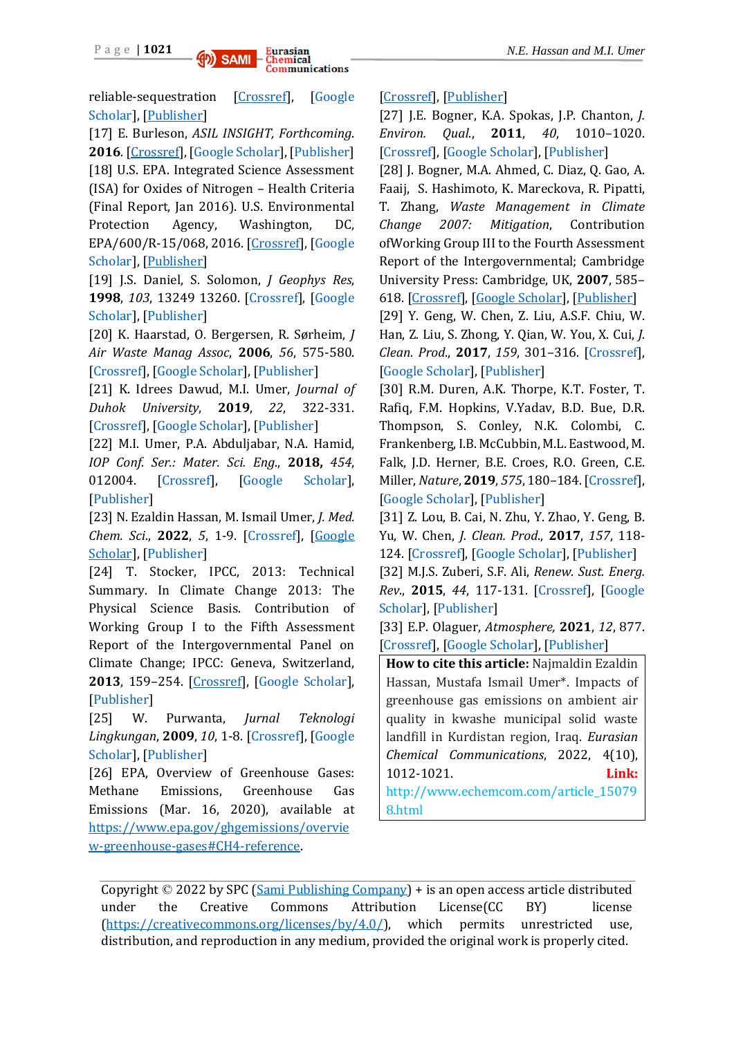reliable-sequestration [Crossref], [Google Scholar], [Publisher]

[17] E. Burleson, *ASIL INSIGHT, Forthcoming.* **2016**. [Crossref], [Google Scholar], [Publisher]

[18] U.S. EPA. Integrated Science Assessment (ISA) for Oxides of Nitrogen – Health Criteria (Final Report, Jan 2016). U.S. Environmental Protection Agency, Washington, DC, EPA/600/R-15/068, 2016. [Crossref], [Google Scholar], [Publisher]

[19] J.S. Daniel, S. Solomon, *J Geophys Res*, **1998**, *103*, 13249 13260. [Crossref], [Google Scholar], [Publisher]

[20] K. Haarstad, O. Bergersen, R. Sørheim, *J Air Waste Manag Assoc*, **2006**, *56*, 575-580. [Crossref], [Google Scholar], [Publisher]

[21] K. Idrees Dawud, M.I. Umer, *Journal of Duhok University*, **2019**, *22*, 322-331. [Crossref], [Google Scholar], [Publisher]

[22] M.I. Umer, P.A. Abduljabar, N.A. Hamid, *IOP Conf. Ser.: Mater. Sci. Eng.*, **2018,** *454*, 012004. [Crossref], [Google Scholar], [Publisher]

[23] N. Ezaldin Hassan, M. Ismail Umer, *J. Med. Chem. Sci.*, **2022**, *5*, 1-9. [Crossref], [Google Scholar], [Publisher]

[24] T. Stocker, IPCC, 2013: Technical Summary. In Climate Change 2013: The Physical Science Basis. Contribution of Working Group I to the Fifth Assessment Report of the Intergovernmental Panel on Climate Change; IPCC: Geneva, Switzerland, **2013**, 159–254. [Crossref], [Google Scholar], [Publisher]

[25] W. Purwanta, *Jurnal Teknologi Lingkungan*, **2009**, *10*, 1-8. [Crossref], [Google Scholar], [Publisher]

[26] EPA, Overview of Greenhouse Gases: Methane Emissions, Greenhouse Gas Emissions (Mar. 16, 2020), available at https://www.epa.gov/ghgemissions/overview-greenhouse-gases#CH4-reference. [Crossref], [Publisher]

[27] J.E. Bogner, K.A. Spokas, J.P. Chanton, *J. Environ. Qual.*, **2011**, *40*, 1010–1020. [Crossref], [Google Scholar], [Publisher]

[28] J. Bogner, M.A. Ahmed, C. Diaz, Q. Gao, A. Faaij, S. Hashimoto, K. Mareckova, R. Pipatti, T. Zhang, *Waste Management in Climate Change 2007: Mitigation*, Contribution ofWorking Group III to the Fourth Assessment Report of the Intergovernmental; Cambridge University Press: Cambridge, UK, **2007**, 585–618. [Crossref], [Google Scholar], [Publisher]

[29] Y. Geng, W. Chen, Z. Liu, A.S.F. Chiu, W. Han, Z. Liu, S. Zhong, Y. Qian, W. You, X. Cui, *J. Clean. Prod.*, **2017**, *159*, 301–316. [Crossref], [Google Scholar], [Publisher]

[30] R.M. Duren, A.K. Thorpe, K.T. Foster, T. Rafiq, F.M. Hopkins, V.Yadav, B.D. Bue, D.R. Thompson, S. Conley, N.K. Colombi, C. Frankenberg, I.B. McCubbin, M.L. Eastwood, M. Falk, J.D. Herner, B.E. Croes, R.O. Green, C.E. Miller, *Nature*, **2019**, *575*, 180–184. [Crossref], [Google Scholar], [Publisher]

[31] Z. Lou, B. Cai, N. Zhu, Y. Zhao, Y. Geng, B. Yu, W. Chen, *J. Clean. Prod.*, **2017**, *157*, 118-124. [Crossref], [Google Scholar], [Publisher]

[32] M.J.S. Zuberi, S.F. Ali, *Renew. Sust. Energ. Rev.*, **2015**, *44*, 117-131. [Crossref], [Google Scholar], [Publisher]

[33] E.P. Olaguer, *Atmosphere,* **2021**, *12*, 877. [Crossref], [Google Scholar], [Publisher]

**How to cite this article:** Najmaldin Ezaldin Hassan, Mustafa Ismail Umer*. Impacts of greenhouse gas emissions on ambient air quality in kwashe municipal solid waste landfill in Kurdistan region, Iraq. *Eurasian Chemical Communications*, 2022, 4(10), 1012-1021. **Link:** http://www.echemcom.com/article_150798.html

Copyright © 2022 by SPC (Sami Publishing Company) + is an open access article distributed under the Creative Commons Attribution License(CC BY) license (https://creativecommons.org/licenses/by/4.0/), which permits unrestricted use, distribution, and reproduction in any medium, provided the original work is properly cited.